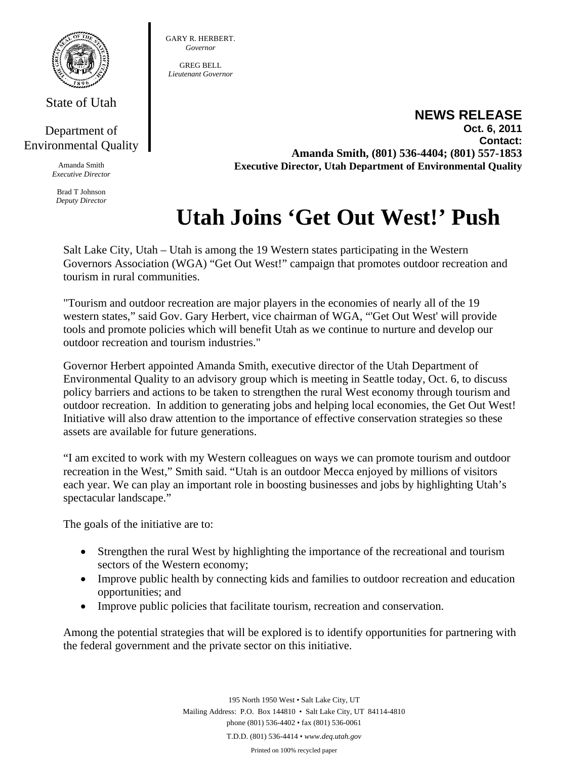State of Utah

Department of Environmental Quality

Amanda Smith
*Executive Director*

Brad T Johnson
*Deputy Director*

GARY R. HERBERT.
*Governor*

GREG BELL
*Lieutenant Governor*

**NEWS RELEASE**
**Oct. 6, 2011**
**Contact:**
**Amanda Smith, (801) 536-4404; (801) 557-1853**
**Executive Director, Utah Department of Environmental Quality**

# Utah Joins 'Get Out West!' Push

Salt Lake City, Utah – Utah is among the 19 Western states participating in the Western Governors Association (WGA) "Get Out West!" campaign that promotes outdoor recreation and tourism in rural communities.

"Tourism and outdoor recreation are major players in the economies of nearly all of the 19 western states," said Gov. Gary Herbert, vice chairman of WGA, "'Get Out West' will provide tools and promote policies which will benefit Utah as we continue to nurture and develop our outdoor recreation and tourism industries."

Governor Herbert appointed Amanda Smith, executive director of the Utah Department of Environmental Quality to an advisory group which is meeting in Seattle today, Oct. 6, to discuss policy barriers and actions to be taken to strengthen the rural West economy through tourism and outdoor recreation. In addition to generating jobs and helping local economies, the Get Out West! Initiative will also draw attention to the importance of effective conservation strategies so these assets are available for future generations.

"I am excited to work with my Western colleagues on ways we can promote tourism and outdoor recreation in the West," Smith said. "Utah is an outdoor Mecca enjoyed by millions of visitors each year. We can play an important role in boosting businesses and jobs by highlighting Utah's spectacular landscape."

The goals of the initiative are to:

- Strengthen the rural West by highlighting the importance of the recreational and tourism sectors of the Western economy;
- Improve public health by connecting kids and families to outdoor recreation and education opportunities; and
- Improve public policies that facilitate tourism, recreation and conservation.

Among the potential strategies that will be explored is to identify opportunities for partnering with the federal government and the private sector on this initiative.

195 North 1950 West • Salt Lake City, UT
Mailing Address: P.O. Box 144810 • Salt Lake City, UT 84114-4810
phone (801) 536-4402 • fax (801) 536-0061
T.D.D. (801) 536-4414 • *www.deq.utah.gov*
Printed on 100% recycled paper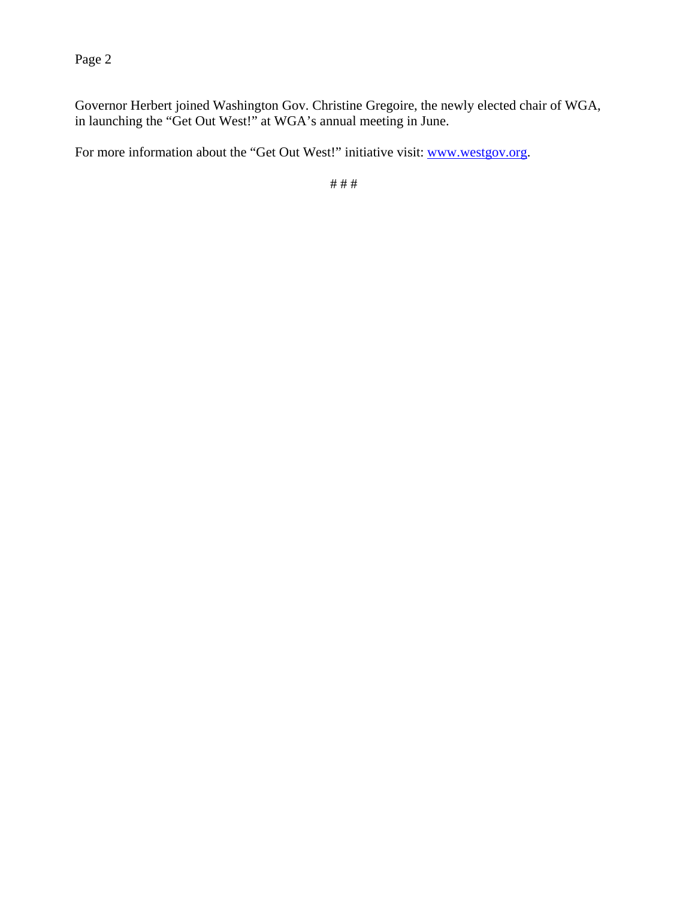Governor Herbert joined Washington Gov. Christine Gregoire, the newly elected chair of WGA, in launching the "Get Out West!" at WGA's annual meeting in June.

For more information about the "Get Out West!" initiative visit: [www.westgov.org](http://www.westgov.org).

# # #